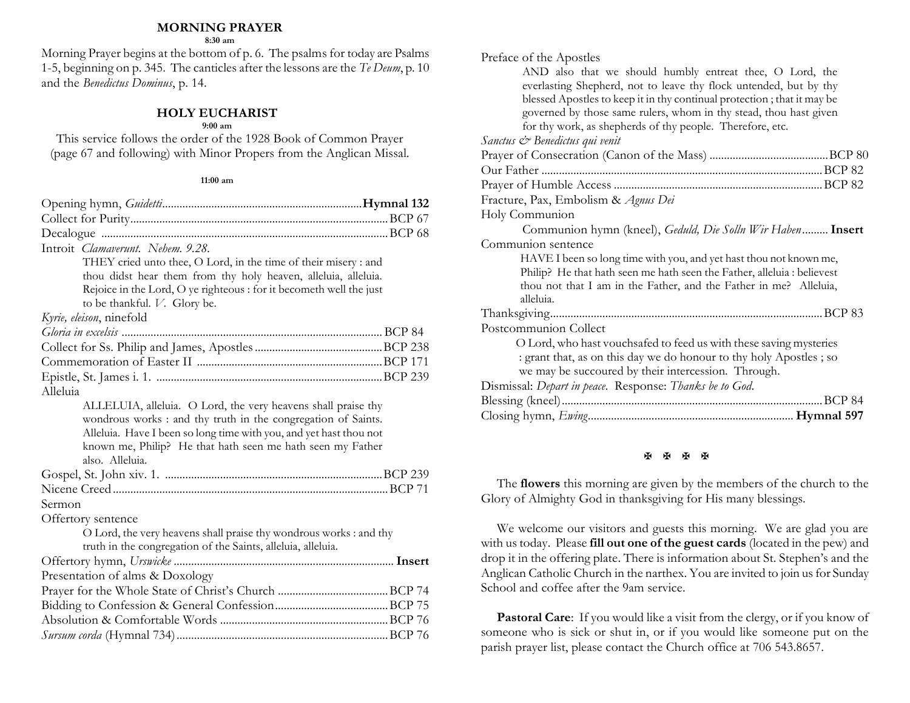## MORNING PRAYER

**8:30 am**

Morning Prayer begins at the bottom of p. 6. The psalms for today are Psalms 1-5, beginning on p. 345. The canticles after the lessons are the *Te Deum*, p. 10 and the *Benedictus Dominus*, p. 14.

## HOLY EUCHARIST

**9:00 am**

This service follows the order of the 1928 Book of Common Prayer (page 67 and following) with Minor Propers from the Anglican Missal.

**11:00 am**

Opening hymn, *Guidetti* .................... **Hymnal 132**

Collect for Purity .................... BCP 67

Decalogue .................... BCP 68

Introit *Clamaverunt. Nehem. 9.28.*

> THEY cried unto thee, O Lord, in the time of their misery : and thou didst hear them from thy holy heaven, alleluia, alleluia. Rejoice in the Lord, O ye righteous : for it becometh well the just to be thankful. *V.* Glory be.

*Kyrie, eleison*, ninefold

*Gloria in excelsis* .................... BCP 84

Collect for Ss. Philip and James, Apostles .................... BCP 238

Commemoration of Easter II .................... BCP 171

Epistle, St. James i. 1. .................... BCP 239

Alleluia

> ALLELUIA, alleluia. O Lord, the very heavens shall praise thy wondrous works : and thy truth in the congregation of Saints. Alleluia. Have I been so long time with you, and yet hast thou not known me, Philip? He that hath seen me hath seen my Father also. Alleluia.

Gospel, St. John xiv. 1. .................... BCP 239

Nicene Creed .................... BCP 71

Sermon

Offertory sentence

> O Lord, the very heavens shall praise thy wondrous works : and thy truth in the congregation of the Saints, alleluia, alleluia.

Offertory hymn, *Urswicke* .................... **Insert**

Presentation of alms & Doxology

Prayer for the Whole State of Christ's Church .................... BCP 74

Bidding to Confession & General Confession .................... BCP 75

Absolution & Comfortable Words .................... BCP 76

*Sursum corda* (Hymnal 734) .................... BCP 76

Preface of the Apostles

> AND also that we should humbly entreat thee, O Lord, the everlasting Shepherd, not to leave thy flock untended, but by thy blessed Apostles to keep it in thy continual protection ; that it may be governed by those same rulers, whom in thy stead, thou hast given for thy work, as shepherds of thy people. Therefore, etc.

*Sanctus & Benedictus qui venit*

Prayer of Consecration (Canon of the Mass) .................... BCP 80

Our Father .................... BCP 82

Prayer of Humble Access .................... BCP 82

Fracture, Pax, Embolism & *Agnus Dei*

Holy Communion

> Communion hymn (kneel), *Geduld, Die Solln Wir Haben* .................... **Insert**

Communion sentence

> HAVE I been so long time with you, and yet hast thou not known me, Philip? He that hath seen me hath seen the Father, alleluia : believest thou not that I am in the Father, and the Father in me? Alleluia, alleluia.

Thanksgiving .................... BCP 83

Postcommunion Collect

> O Lord, who hast vouchsafed to feed us with these saving mysteries : grant that, as on this day we do honour to thy holy Apostles ; so we may be succoured by their intercession. Through.

Dismissal: *Depart in peace.* Response: *Thanks be to God.*

Blessing (kneel) .................... BCP 84

Closing hymn, *Ewing* .................... **Hymnal 597**

✠ ✠ ✠ ✠

The **flowers** this morning are given by the members of the church to the Glory of Almighty God in thanksgiving for His many blessings.

We welcome our visitors and guests this morning. We are glad you are with us today. Please **fill out one of the guest cards** (located in the pew) and drop it in the offering plate. There is information about St. Stephen's and the Anglican Catholic Church in the narthex. You are invited to join us for Sunday School and coffee after the 9am service.

**Pastoral Care**: If you would like a visit from the clergy, or if you know of someone who is sick or shut in, or if you would like someone put on the parish prayer list, please contact the Church office at 706 543.8657.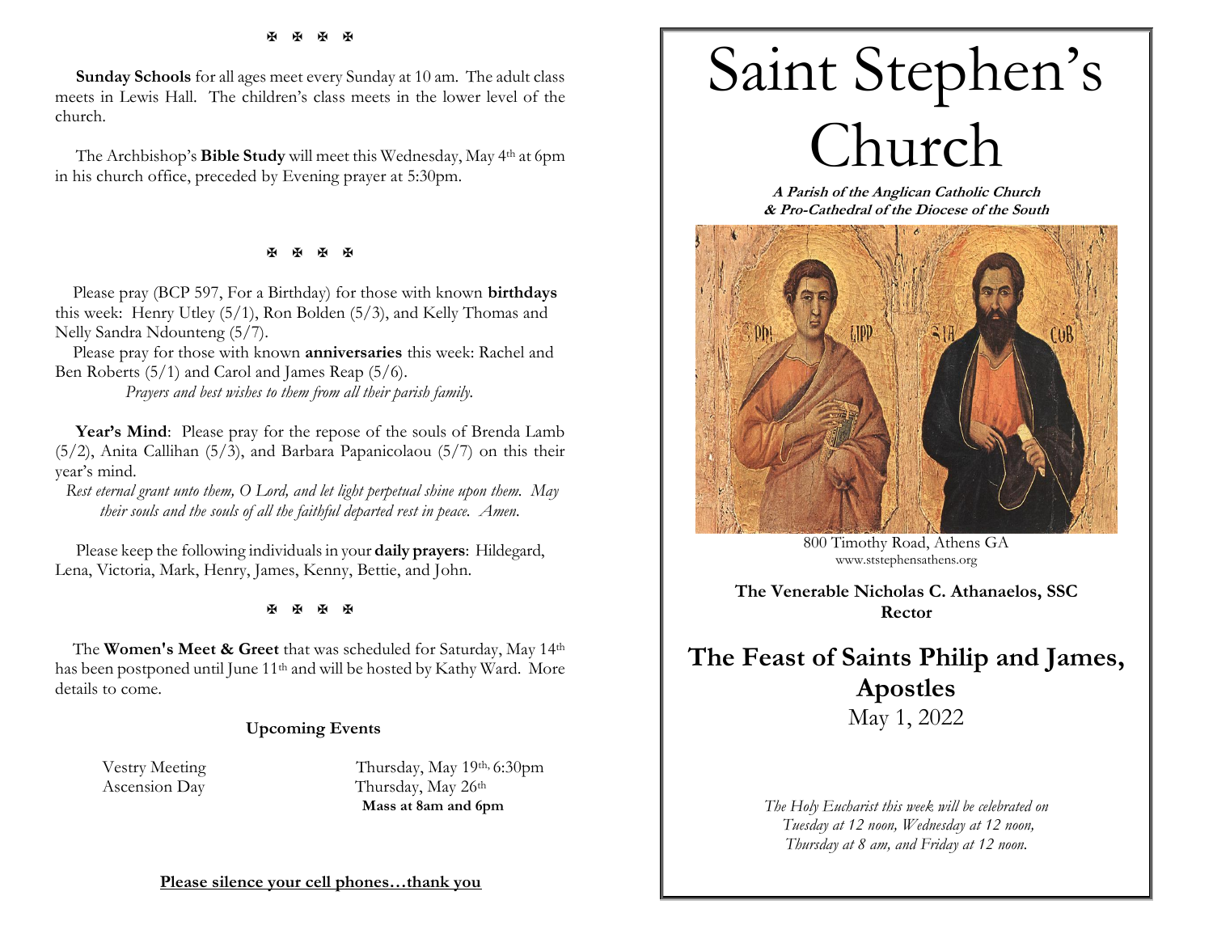✠ ✠ ✠ ✠

**Sunday Schools** for all ages meet every Sunday at 10 am. The adult class meets in Lewis Hall. The children's class meets in the lower level of the church.

The Archbishop's **Bible Study** will meet this Wednesday, May 4th at 6pm in his church office, preceded by Evening prayer at 5:30pm.

✠ ✠ ✠ ✠

Please pray (BCP 597, For a Birthday) for those with known **birthdays** this week: Henry Utley (5/1), Ron Bolden (5/3), and Kelly Thomas and Nelly Sandra Ndounteng (5/7).

Please pray for those with known **anniversaries** this week: Rachel and Ben Roberts (5/1) and Carol and James Reap (5/6).

*Prayers and best wishes to them from all their parish family.*

**Year's Mind**: Please pray for the repose of the souls of Brenda Lamb (5/2), Anita Callihan (5/3), and Barbara Papanicolaou (5/7) on this their year's mind.

*Rest eternal grant unto them, O Lord, and let light perpetual shine upon them. May their souls and the souls of all the faithful departed rest in peace. Amen.*

Please keep the following individuals in your **daily prayers**: Hildegard, Lena, Victoria, Mark, Henry, James, Kenny, Bettie, and John.

✠ ✠ ✠ ✠

The **Women's Meet & Greet** that was scheduled for Saturday, May 14th has been postponed until June 11th and will be hosted by Kathy Ward. More details to come.

**Upcoming Events**

| | |
|---|---|
| Vestry Meeting | Thursday, May 19th, 6:30pm |
| Ascension Day | Thursday, May 26th<br>**Mass at 8am and 6pm** |

**Please silence your cell phones…thank you**

# Saint Stephen's Church

***A Parish of the Anglican Catholic Church***
***& Pro-Cathedral of the Diocese of the South***

800 Timothy Road, Athens GA
www.ststephensathens.org

**The Venerable Nicholas C. Athanaelos, SSC**
**Rector**

## The Feast of Saints Philip and James, Apostles

May 1, 2022

*The Holy Eucharist this week will be celebrated on Tuesday at 12 noon, Wednesday at 12 noon, Thursday at 8 am, and Friday at 12 noon.*